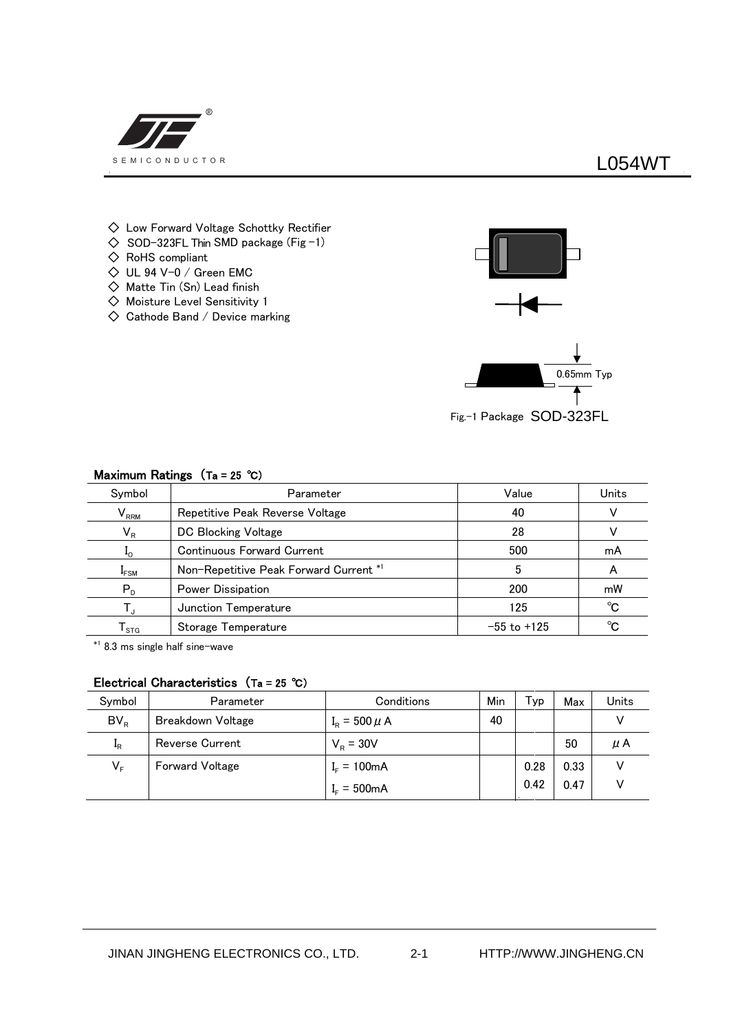# L054WT

- ◇ Low Forward Voltage Schottky Rectifier
- ◇ SOD-323FL Thin SMD package (Fig -1)
- ◇ RoHS compliant
- ◇ UL 94 V-0 / Green EMC
- ◇ Matte Tin (Sn) Lead finish
- ◇ Moisture Level Sensitivity 1
- ◇ Cathode Band / Device marking

0.65mm Typ

Fig.-1 Package SOD-323FL

### Maximum Ratings (Ta = 25 ℃)

| Symbol | Parameter | Value | Units |
|---|---|---|---|
| $V_{RRM}$ | Repetitive Peak Reverse Voltage | 40 | V |
| $V_R$ | DC Blocking Voltage | 28 | V |
| $I_O$ | Continuous Forward Current | 500 | mA |
| $I_{FSM}$ | Non-Repetitive Peak Forward Current *1 | 5 | A |
| $P_D$ | Power Dissipation | 200 | mW |
| $T_J$ | Junction Temperature | 125 | ℃ |
| $T_{STG}$ | Storage Temperature | -55 to +125 | ℃ |

*1 8.3 ms single half sine-wave

### Electrical Characteristics (Ta = 25 ℃)

| Symbol | Parameter | Conditions | Min | Typ | Max | Units |
|---|---|---|---|---|---|---|
| $BV_R$ | Breakdown Voltage | $I_R$ = 500 μA | 40 | | | V |
| $I_R$ | Reverse Current | $V_R$ = 30V | | | 50 | μA |
| $V_F$ | Forward Voltage | $I_F$ = 100mA | | 0.28 | 0.33 | V |
| | | $I_F$ = 500mA | | 0.42 | 0.47 | V |

JINAN JINGHENG ELECTRONICS CO., LTD. HTTP://WWW.JINGHENG.CN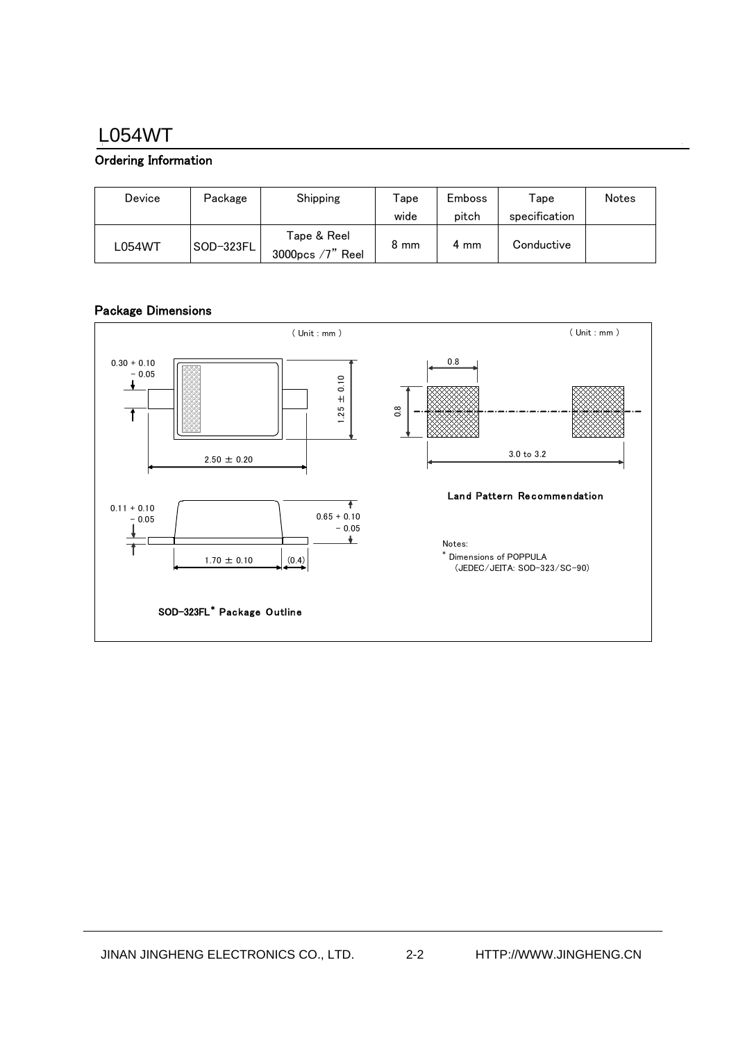# L054WT

## Ordering Information

| Device | Package | Shipping | Tape wide | Emboss pitch | Tape specification | Notes |
|---|---|---|---|---|---|---|
| L054WT | SOD-323FL | Tape & Reel 3000pcs /7" Reel | 8 mm | 4 mm | Conductive | |

## Package Dimensions

( Unit : mm )

0.30 + 0.10 − 0.05

1.25 ± 0.10

2.50 ± 0.20

0.11 + 0.10 − 0.05

0.65 + 0.10 − 0.05

1.70 ± 0.10

(0.4)

SOD-323FL* Package Outline

( Unit : mm )

0.8

0.8

3.0 to 3.2

Land Pattern Recommendation

Notes:

\* Dimensions of POPPULA
(JEDEC/JEITA: SOD-323/SC-90)